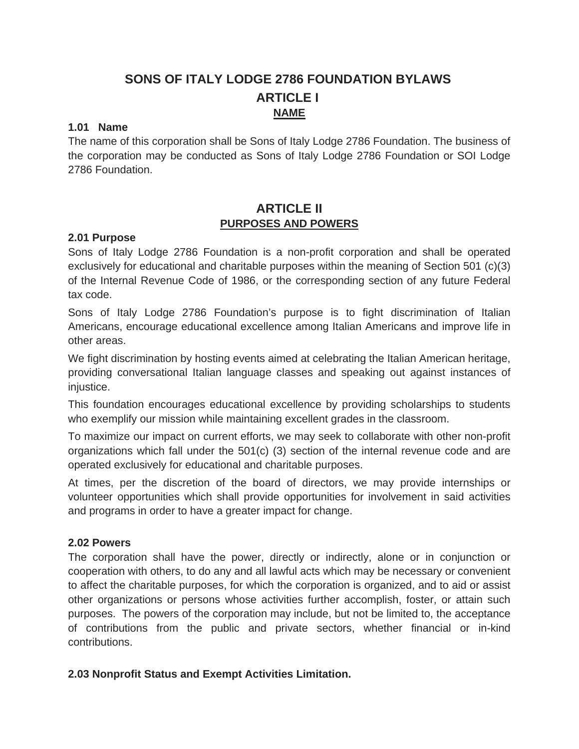# SONS OF ITALY LODGE 2786 FOUNDATION BYLAWS

## ARTICLE I

### NAME

**1.01 Name**

The name of this corporation shall be Sons of Italy Lodge 2786 Foundation. The business of the corporation may be conducted as Sons of Italy Lodge 2786 Foundation or SOI Lodge 2786 Foundation.

## ARTICLE II

### PURPOSES AND POWERS

**2.01 Purpose**

Sons of Italy Lodge 2786 Foundation is a non-profit corporation and shall be operated exclusively for educational and charitable purposes within the meaning of Section 501 (c)(3) of the Internal Revenue Code of 1986, or the corresponding section of any future Federal tax code.

Sons of Italy Lodge 2786 Foundation's purpose is to fight discrimination of Italian Americans, encourage educational excellence among Italian Americans and improve life in other areas.

We fight discrimination by hosting events aimed at celebrating the Italian American heritage, providing conversational Italian language classes and speaking out against instances of injustice.

This foundation encourages educational excellence by providing scholarships to students who exemplify our mission while maintaining excellent grades in the classroom.

To maximize our impact on current efforts, we may seek to collaborate with other non-profit organizations which fall under the 501(c) (3) section of the internal revenue code and are operated exclusively for educational and charitable purposes.

At times, per the discretion of the board of directors, we may provide internships or volunteer opportunities which shall provide opportunities for involvement in said activities and programs in order to have a greater impact for change.

**2.02 Powers**

The corporation shall have the power, directly or indirectly, alone or in conjunction or cooperation with others, to do any and all lawful acts which may be necessary or convenient to affect the charitable purposes, for which the corporation is organized, and to aid or assist other organizations or persons whose activities further accomplish, foster, or attain such purposes. The powers of the corporation may include, but not be limited to, the acceptance of contributions from the public and private sectors, whether financial or in-kind contributions.

**2.03 Nonprofit Status and Exempt Activities Limitation.**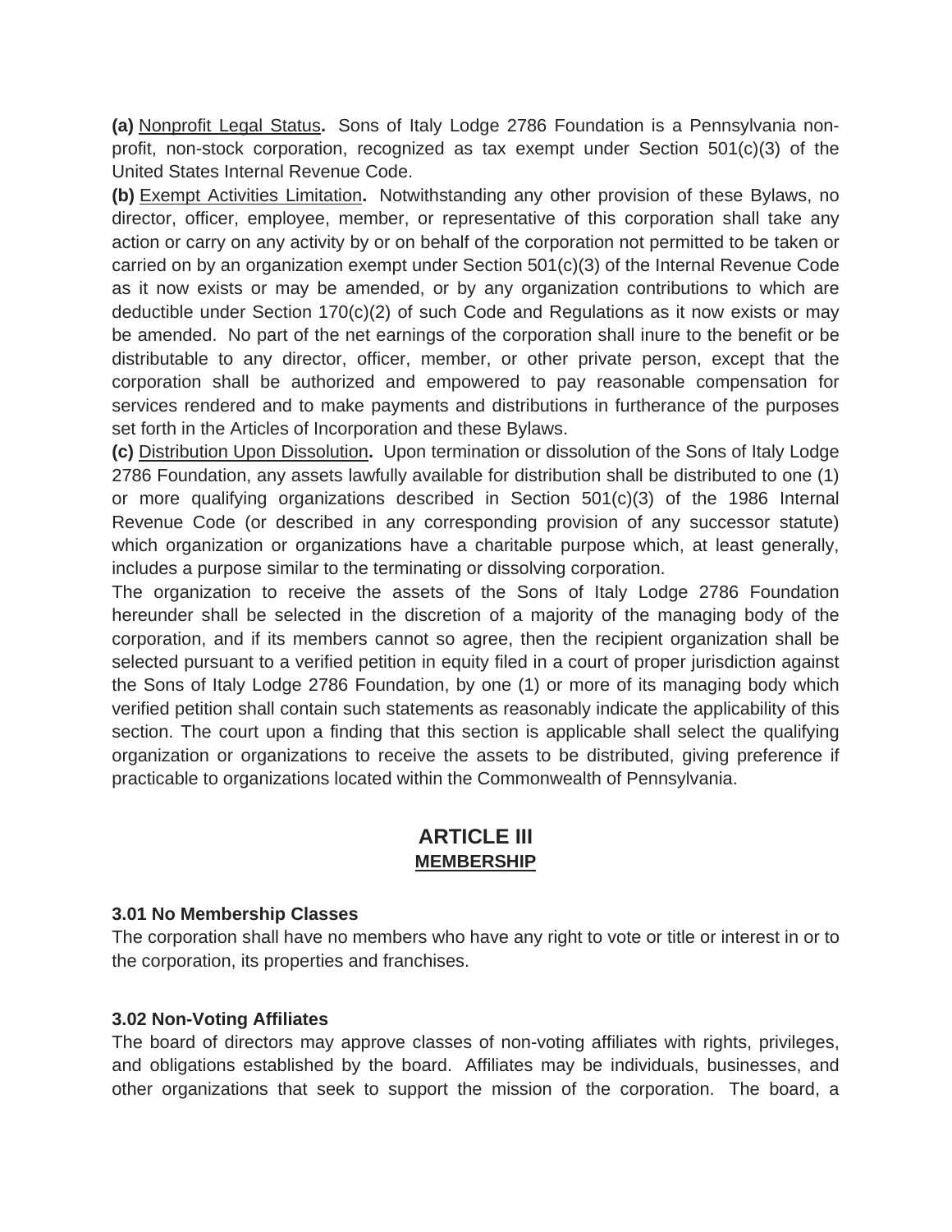**(a)** Nonprofit Legal Status**.** Sons of Italy Lodge 2786 Foundation is a Pennsylvania non-profit, non-stock corporation, recognized as tax exempt under Section 501(c)(3) of the United States Internal Revenue Code.

**(b)** Exempt Activities Limitation**.** Notwithstanding any other provision of these Bylaws, no director, officer, employee, member, or representative of this corporation shall take any action or carry on any activity by or on behalf of the corporation not permitted to be taken or carried on by an organization exempt under Section 501(c)(3) of the Internal Revenue Code as it now exists or may be amended, or by any organization contributions to which are deductible under Section 170(c)(2) of such Code and Regulations as it now exists or may be amended. No part of the net earnings of the corporation shall inure to the benefit or be distributable to any director, officer, member, or other private person, except that the corporation shall be authorized and empowered to pay reasonable compensation for services rendered and to make payments and distributions in furtherance of the purposes set forth in the Articles of Incorporation and these Bylaws.

**(c)** Distribution Upon Dissolution**.** Upon termination or dissolution of the Sons of Italy Lodge 2786 Foundation, any assets lawfully available for distribution shall be distributed to one (1) or more qualifying organizations described in Section 501(c)(3) of the 1986 Internal Revenue Code (or described in any corresponding provision of any successor statute) which organization or organizations have a charitable purpose which, at least generally, includes a purpose similar to the terminating or dissolving corporation.

The organization to receive the assets of the Sons of Italy Lodge 2786 Foundation hereunder shall be selected in the discretion of a majority of the managing body of the corporation, and if its members cannot so agree, then the recipient organization shall be selected pursuant to a verified petition in equity filed in a court of proper jurisdiction against the Sons of Italy Lodge 2786 Foundation, by one (1) or more of its managing body which verified petition shall contain such statements as reasonably indicate the applicability of this section. The court upon a finding that this section is applicable shall select the qualifying organization or organizations to receive the assets to be distributed, giving preference if practicable to organizations located within the Commonwealth of Pennsylvania.

## ARTICLE III
**MEMBERSHIP**

### 3.01 No Membership Classes

The corporation shall have no members who have any right to vote or title or interest in or to the corporation, its properties and franchises.

### 3.02 Non-Voting Affiliates

The board of directors may approve classes of non-voting affiliates with rights, privileges, and obligations established by the board. Affiliates may be individuals, businesses, and other organizations that seek to support the mission of the corporation. The board, a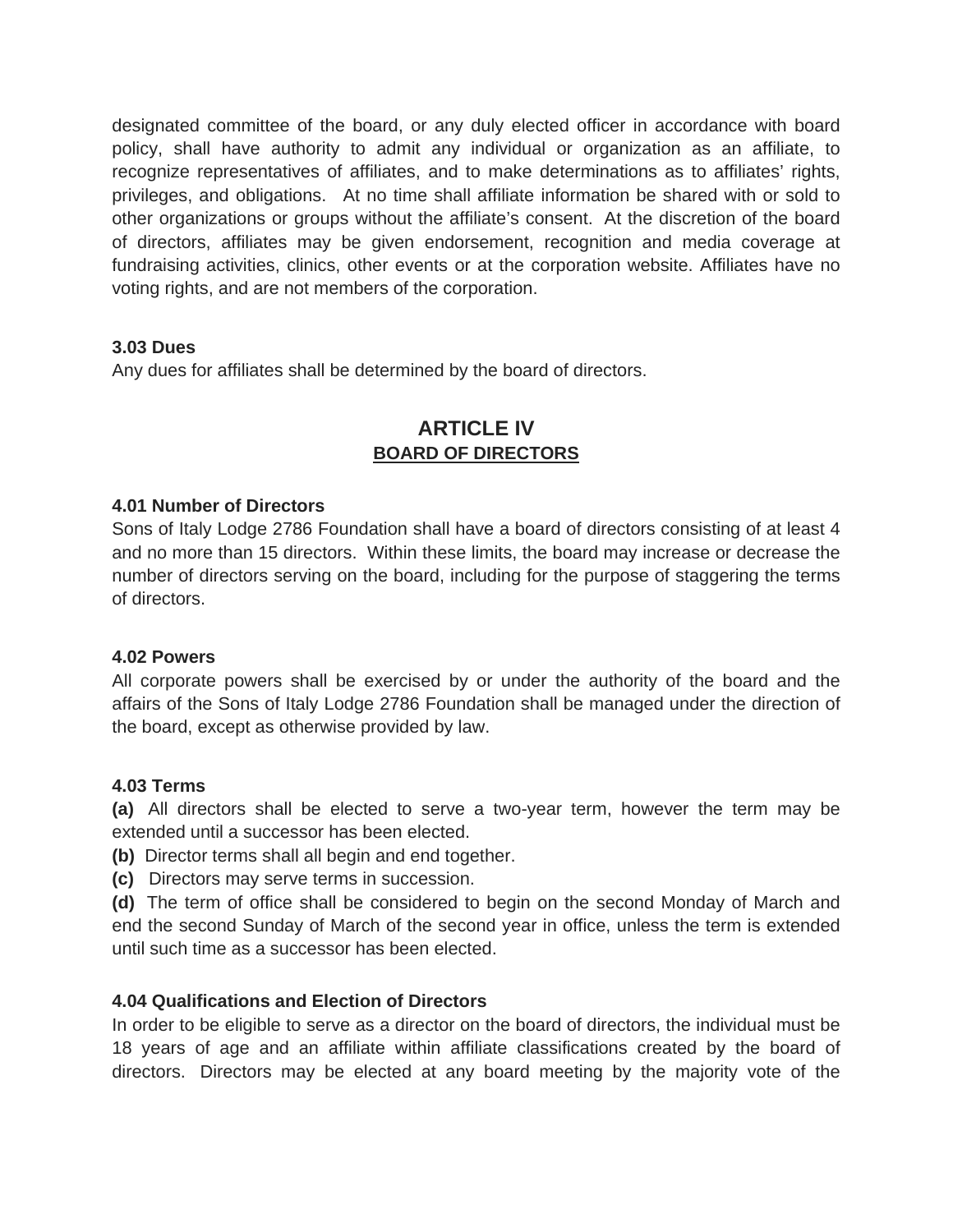designated committee of the board, or any duly elected officer in accordance with board policy, shall have authority to admit any individual or organization as an affiliate, to recognize representatives of affiliates, and to make determinations as to affiliates' rights, privileges, and obligations. At no time shall affiliate information be shared with or sold to other organizations or groups without the affiliate's consent. At the discretion of the board of directors, affiliates may be given endorsement, recognition and media coverage at fundraising activities, clinics, other events or at the corporation website. Affiliates have no voting rights, and are not members of the corporation.

**3.03 Dues**
Any dues for affiliates shall be determined by the board of directors.

## ARTICLE IV
## BOARD OF DIRECTORS

**4.01 Number of Directors**
Sons of Italy Lodge 2786 Foundation shall have a board of directors consisting of at least 4 and no more than 15 directors. Within these limits, the board may increase or decrease the number of directors serving on the board, including for the purpose of staggering the terms of directors.

**4.02 Powers**
All corporate powers shall be exercised by or under the authority of the board and the affairs of the Sons of Italy Lodge 2786 Foundation shall be managed under the direction of the board, except as otherwise provided by law.

**4.03 Terms**
**(a)** All directors shall be elected to serve a two-year term, however the term may be extended until a successor has been elected.
**(b)** Director terms shall all begin and end together.
**(c)** Directors may serve terms in succession.
**(d)** The term of office shall be considered to begin on the second Monday of March and end the second Sunday of March of the second year in office, unless the term is extended until such time as a successor has been elected.

**4.04 Qualifications and Election of Directors**
In order to be eligible to serve as a director on the board of directors, the individual must be 18 years of age and an affiliate within affiliate classifications created by the board of directors. Directors may be elected at any board meeting by the majority vote of the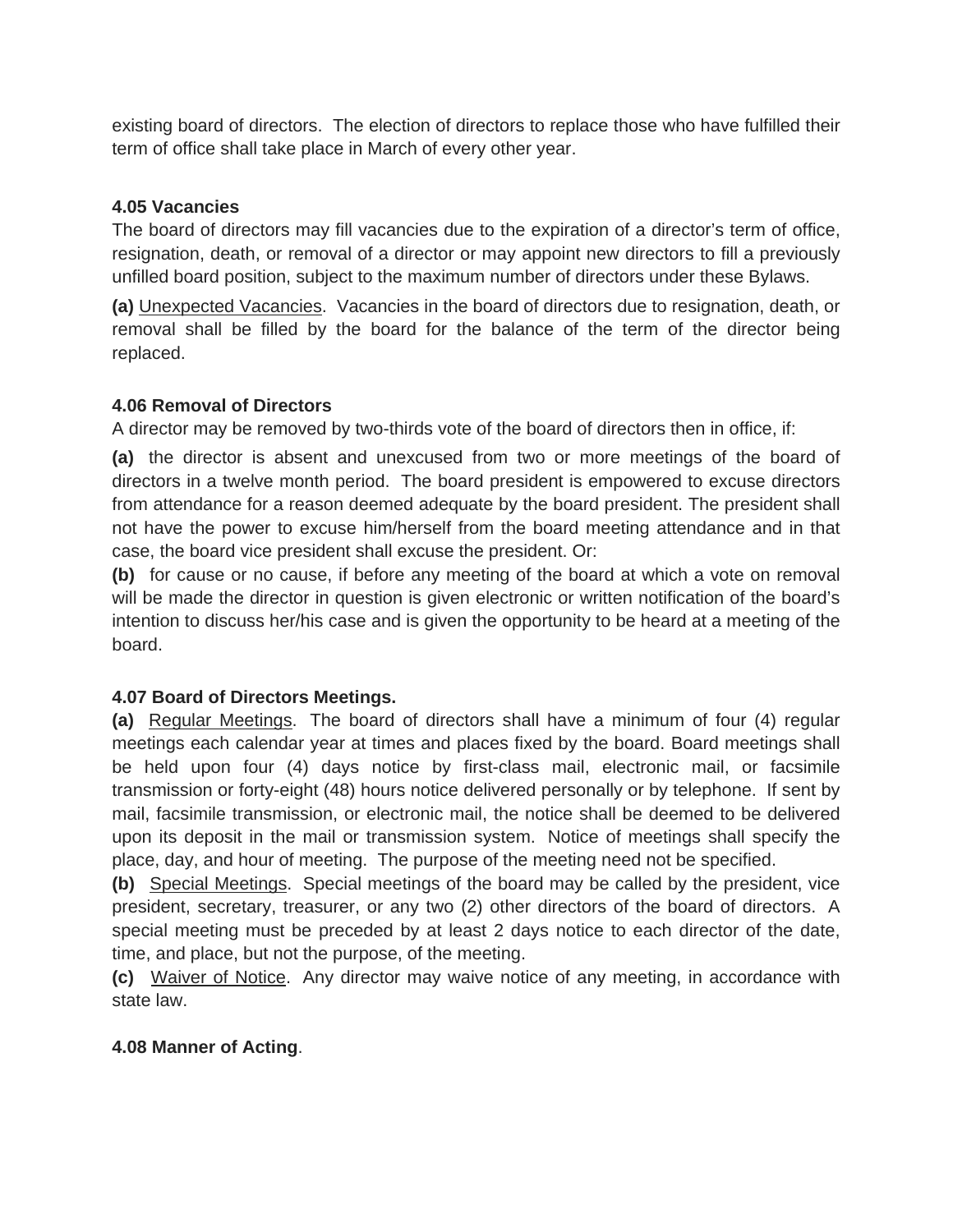existing board of directors. The election of directors to replace those who have fulfilled their term of office shall take place in March of every other year.

**4.05 Vacancies**

The board of directors may fill vacancies due to the expiration of a director's term of office, resignation, death, or removal of a director or may appoint new directors to fill a previously unfilled board position, subject to the maximum number of directors under these Bylaws.

**(a)** Unexpected Vacancies. Vacancies in the board of directors due to resignation, death, or removal shall be filled by the board for the balance of the term of the director being replaced.

**4.06 Removal of Directors**

A director may be removed by two-thirds vote of the board of directors then in office, if:

**(a)** the director is absent and unexcused from two or more meetings of the board of directors in a twelve month period. The board president is empowered to excuse directors from attendance for a reason deemed adequate by the board president. The president shall not have the power to excuse him/herself from the board meeting attendance and in that case, the board vice president shall excuse the president. Or:

**(b)** for cause or no cause, if before any meeting of the board at which a vote on removal will be made the director in question is given electronic or written notification of the board's intention to discuss her/his case and is given the opportunity to be heard at a meeting of the board.

**4.07 Board of Directors Meetings.**

**(a)** Regular Meetings. The board of directors shall have a minimum of four (4) regular meetings each calendar year at times and places fixed by the board. Board meetings shall be held upon four (4) days notice by first-class mail, electronic mail, or facsimile transmission or forty-eight (48) hours notice delivered personally or by telephone. If sent by mail, facsimile transmission, or electronic mail, the notice shall be deemed to be delivered upon its deposit in the mail or transmission system. Notice of meetings shall specify the place, day, and hour of meeting. The purpose of the meeting need not be specified.

**(b)** Special Meetings. Special meetings of the board may be called by the president, vice president, secretary, treasurer, or any two (2) other directors of the board of directors. A special meeting must be preceded by at least 2 days notice to each director of the date, time, and place, but not the purpose, of the meeting.

**(c)** Waiver of Notice. Any director may waive notice of any meeting, in accordance with state law.

**4.08 Manner of Acting**.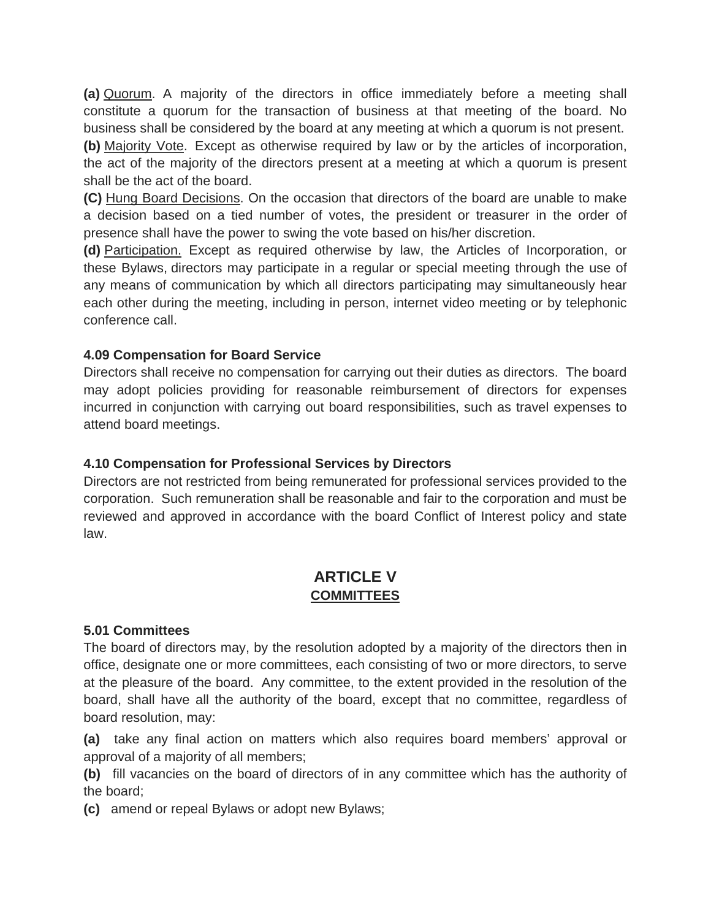**(a)** Quorum. A majority of the directors in office immediately before a meeting shall constitute a quorum for the transaction of business at that meeting of the board. No business shall be considered by the board at any meeting at which a quorum is not present.

**(b)** Majority Vote. Except as otherwise required by law or by the articles of incorporation, the act of the majority of the directors present at a meeting at which a quorum is present shall be the act of the board.

**(C)** Hung Board Decisions. On the occasion that directors of the board are unable to make a decision based on a tied number of votes, the president or treasurer in the order of presence shall have the power to swing the vote based on his/her discretion.

**(d)** Participation. Except as required otherwise by law, the Articles of Incorporation, or these Bylaws, directors may participate in a regular or special meeting through the use of any means of communication by which all directors participating may simultaneously hear each other during the meeting, including in person, internet video meeting or by telephonic conference call.

**4.09 Compensation for Board Service**

Directors shall receive no compensation for carrying out their duties as directors. The board may adopt policies providing for reasonable reimbursement of directors for expenses incurred in conjunction with carrying out board responsibilities, such as travel expenses to attend board meetings.

**4.10 Compensation for Professional Services by Directors**

Directors are not restricted from being remunerated for professional services provided to the corporation. Such remuneration shall be reasonable and fair to the corporation and must be reviewed and approved in accordance with the board Conflict of Interest policy and state law.

## ARTICLE V
### COMMITTEES

**5.01 Committees**

The board of directors may, by the resolution adopted by a majority of the directors then in office, designate one or more committees, each consisting of two or more directors, to serve at the pleasure of the board. Any committee, to the extent provided in the resolution of the board, shall have all the authority of the board, except that no committee, regardless of board resolution, may:

**(a)** take any final action on matters which also requires board members' approval or approval of a majority of all members;

**(b)** fill vacancies on the board of directors of in any committee which has the authority of the board;

**(c)** amend or repeal Bylaws or adopt new Bylaws;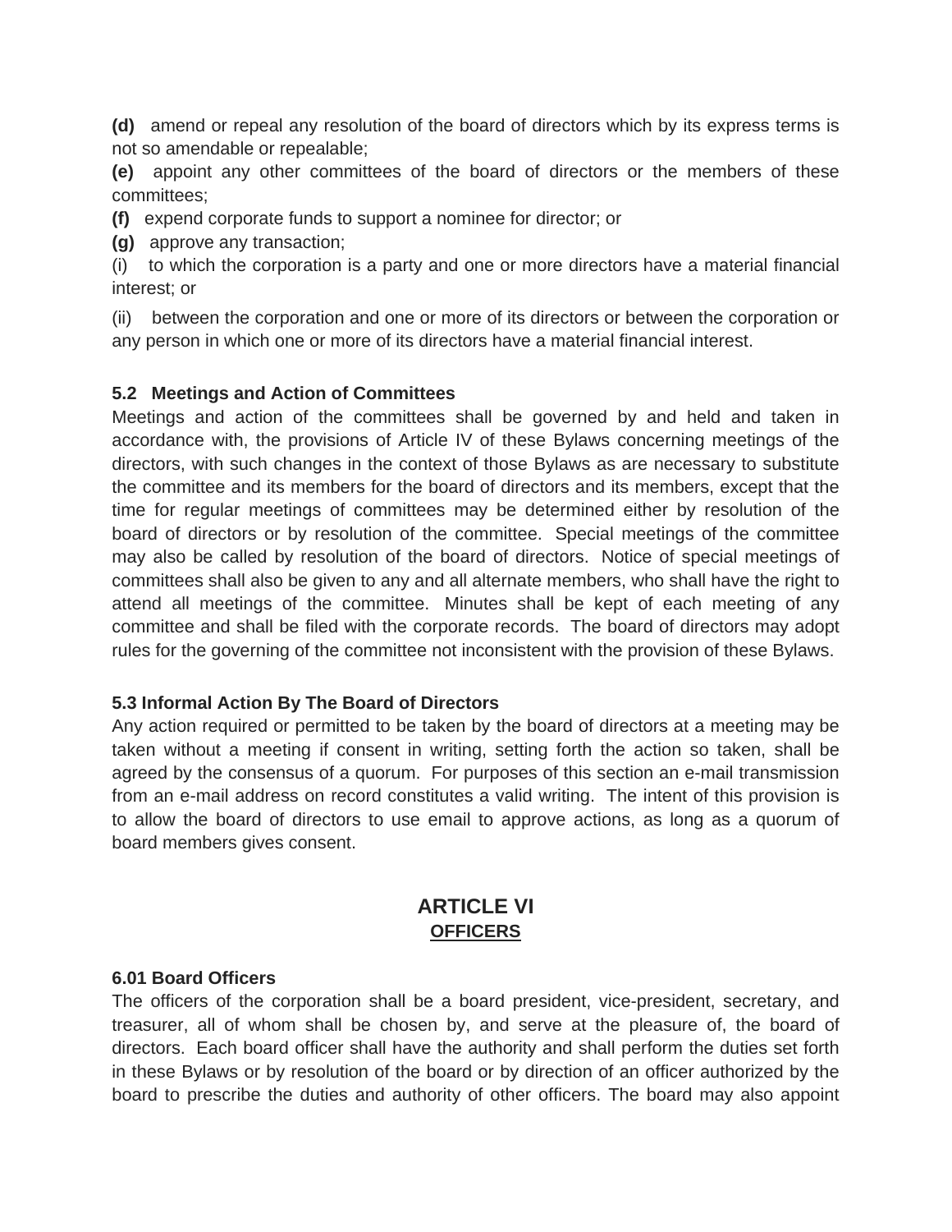**(d)** amend or repeal any resolution of the board of directors which by its express terms is not so amendable or repealable;

**(e)** appoint any other committees of the board of directors or the members of these committees;

**(f)** expend corporate funds to support a nominee for director; or

**(g)** approve any transaction;

(i) to which the corporation is a party and one or more directors have a material financial interest; or

(ii) between the corporation and one or more of its directors or between the corporation or any person in which one or more of its directors have a material financial interest.

**5.2 Meetings and Action of Committees**

Meetings and action of the committees shall be governed by and held and taken in accordance with, the provisions of Article IV of these Bylaws concerning meetings of the directors, with such changes in the context of those Bylaws as are necessary to substitute the committee and its members for the board of directors and its members, except that the time for regular meetings of committees may be determined either by resolution of the board of directors or by resolution of the committee. Special meetings of the committee may also be called by resolution of the board of directors. Notice of special meetings of committees shall also be given to any and all alternate members, who shall have the right to attend all meetings of the committee. Minutes shall be kept of each meeting of any committee and shall be filed with the corporate records. The board of directors may adopt rules for the governing of the committee not inconsistent with the provision of these Bylaws.

**5.3 Informal Action By The Board of Directors**

Any action required or permitted to be taken by the board of directors at a meeting may be taken without a meeting if consent in writing, setting forth the action so taken, shall be agreed by the consensus of a quorum. For purposes of this section an e-mail transmission from an e-mail address on record constitutes a valid writing. The intent of this provision is to allow the board of directors to use email to approve actions, as long as a quorum of board members gives consent.

## ARTICLE VI
**OFFICERS**

**6.01 Board Officers**

The officers of the corporation shall be a board president, vice-president, secretary, and treasurer, all of whom shall be chosen by, and serve at the pleasure of, the board of directors. Each board officer shall have the authority and shall perform the duties set forth in these Bylaws or by resolution of the board or by direction of an officer authorized by the board to prescribe the duties and authority of other officers. The board may also appoint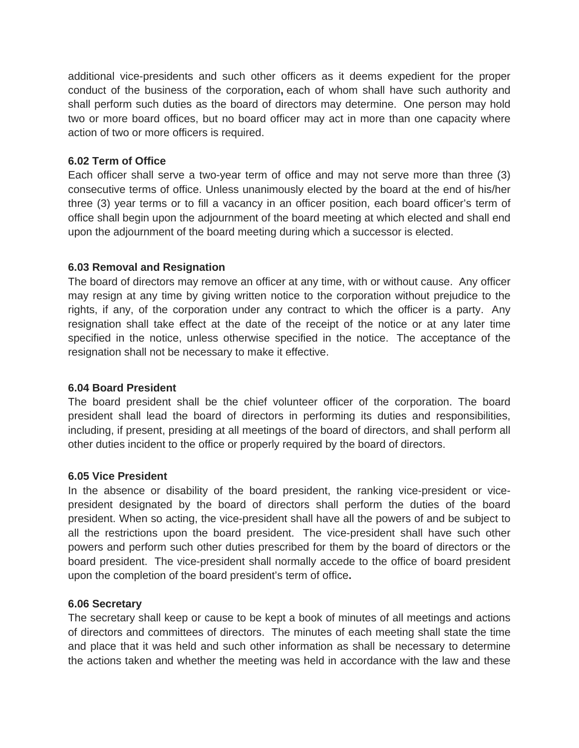additional vice-presidents and such other officers as it deems expedient for the proper conduct of the business of the corporation**,** each of whom shall have such authority and shall perform such duties as the board of directors may determine. One person may hold two or more board offices, but no board officer may act in more than one capacity where action of two or more officers is required.

**6.02 Term of Office**

Each officer shall serve a two-year term of office and may not serve more than three (3) consecutive terms of office. Unless unanimously elected by the board at the end of his/her three (3) year terms or to fill a vacancy in an officer position, each board officer's term of office shall begin upon the adjournment of the board meeting at which elected and shall end upon the adjournment of the board meeting during which a successor is elected.

**6.03 Removal and Resignation**

The board of directors may remove an officer at any time, with or without cause. Any officer may resign at any time by giving written notice to the corporation without prejudice to the rights, if any, of the corporation under any contract to which the officer is a party. Any resignation shall take effect at the date of the receipt of the notice or at any later time specified in the notice, unless otherwise specified in the notice. The acceptance of the resignation shall not be necessary to make it effective.

**6.04 Board President**

The board president shall be the chief volunteer officer of the corporation. The board president shall lead the board of directors in performing its duties and responsibilities, including, if present, presiding at all meetings of the board of directors, and shall perform all other duties incident to the office or properly required by the board of directors.

**6.05 Vice President**

In the absence or disability of the board president, the ranking vice-president or vice-president designated by the board of directors shall perform the duties of the board president. When so acting, the vice-president shall have all the powers of and be subject to all the restrictions upon the board president. The vice-president shall have such other powers and perform such other duties prescribed for them by the board of directors or the board president. The vice-president shall normally accede to the office of board president upon the completion of the board president's term of office**.**

**6.06 Secretary**

The secretary shall keep or cause to be kept a book of minutes of all meetings and actions of directors and committees of directors. The minutes of each meeting shall state the time and place that it was held and such other information as shall be necessary to determine the actions taken and whether the meeting was held in accordance with the law and these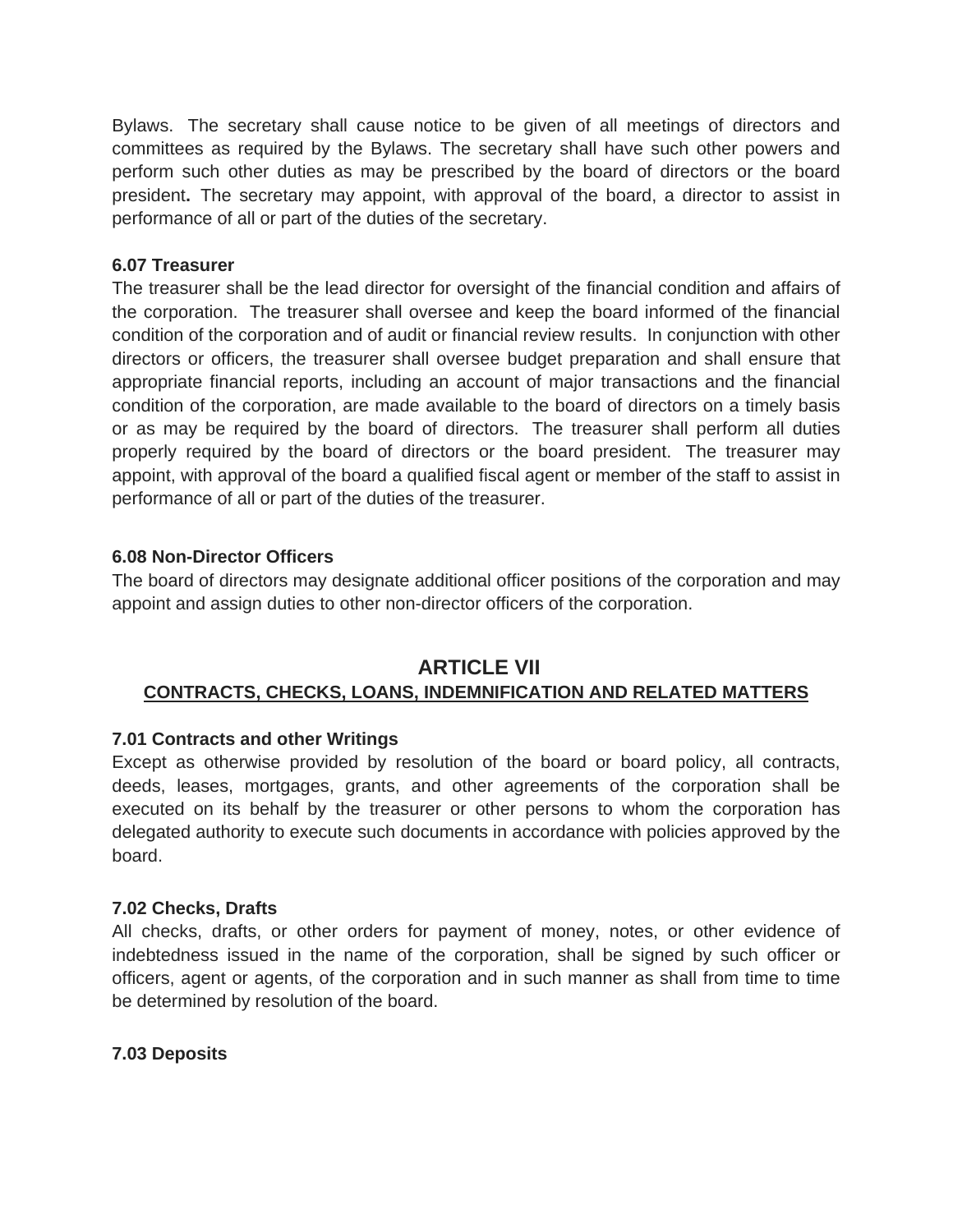Bylaws. The secretary shall cause notice to be given of all meetings of directors and committees as required by the Bylaws. The secretary shall have such other powers and perform such other duties as may be prescribed by the board of directors or the board president**.** The secretary may appoint, with approval of the board, a director to assist in performance of all or part of the duties of the secretary.

**6.07 Treasurer**

The treasurer shall be the lead director for oversight of the financial condition and affairs of the corporation. The treasurer shall oversee and keep the board informed of the financial condition of the corporation and of audit or financial review results. In conjunction with other directors or officers, the treasurer shall oversee budget preparation and shall ensure that appropriate financial reports, including an account of major transactions and the financial condition of the corporation, are made available to the board of directors on a timely basis or as may be required by the board of directors. The treasurer shall perform all duties properly required by the board of directors or the board president. The treasurer may appoint, with approval of the board a qualified fiscal agent or member of the staff to assist in performance of all or part of the duties of the treasurer.

**6.08 Non-Director Officers**

The board of directors may designate additional officer positions of the corporation and may appoint and assign duties to other non-director officers of the corporation.

## ARTICLE VII

**CONTRACTS, CHECKS, LOANS, INDEMNIFICATION AND RELATED MATTERS**

**7.01 Contracts and other Writings**

Except as otherwise provided by resolution of the board or board policy, all contracts, deeds, leases, mortgages, grants, and other agreements of the corporation shall be executed on its behalf by the treasurer or other persons to whom the corporation has delegated authority to execute such documents in accordance with policies approved by the board.

**7.02 Checks, Drafts**

All checks, drafts, or other orders for payment of money, notes, or other evidence of indebtedness issued in the name of the corporation, shall be signed by such officer or officers, agent or agents, of the corporation and in such manner as shall from time to time be determined by resolution of the board.

**7.03 Deposits**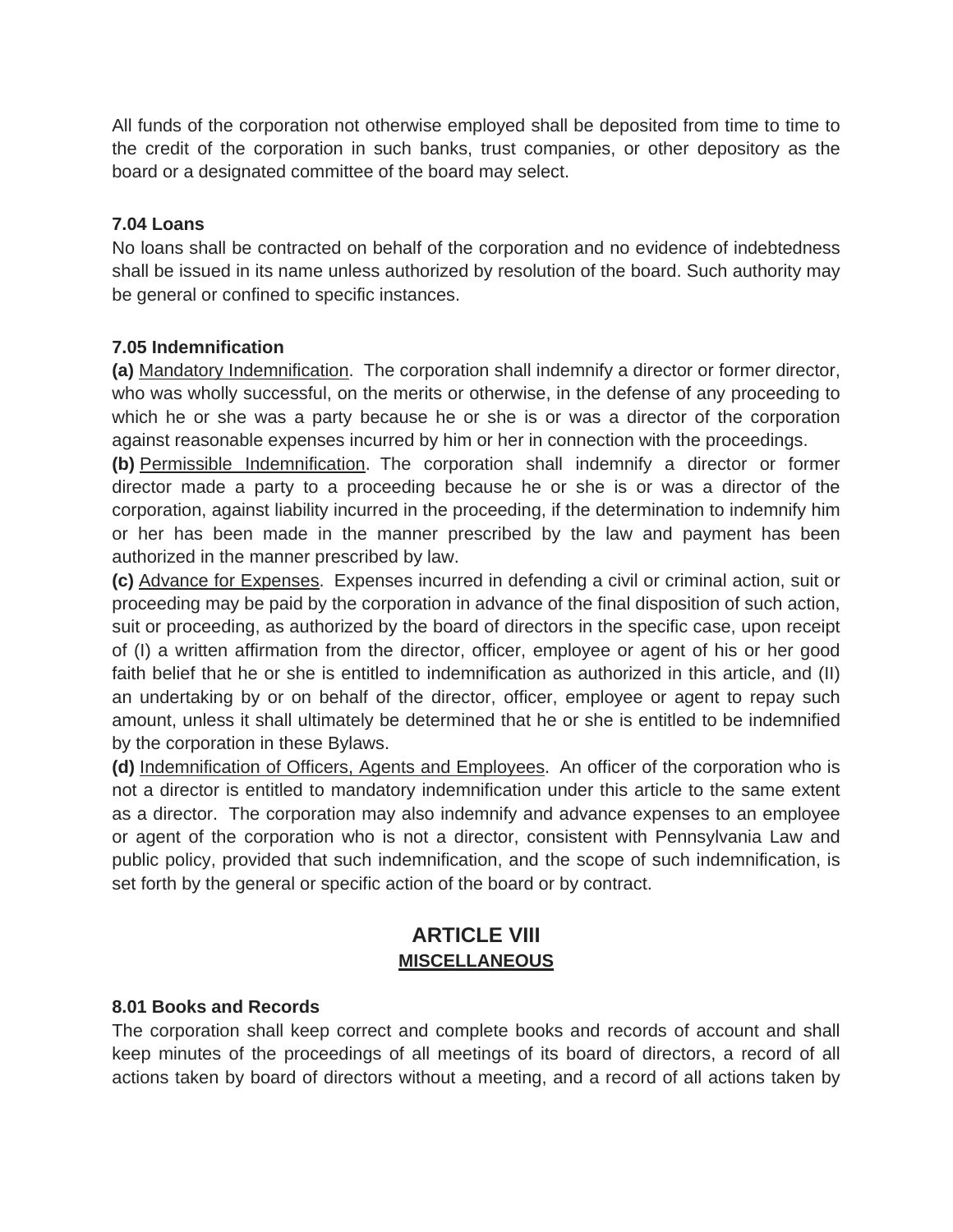All funds of the corporation not otherwise employed shall be deposited from time to time to the credit of the corporation in such banks, trust companies, or other depository as the board or a designated committee of the board may select.

**7.04 Loans**

No loans shall be contracted on behalf of the corporation and no evidence of indebtedness shall be issued in its name unless authorized by resolution of the board. Such authority may be general or confined to specific instances.

**7.05 Indemnification**

**(a)** Mandatory Indemnification. The corporation shall indemnify a director or former director, who was wholly successful, on the merits or otherwise, in the defense of any proceeding to which he or she was a party because he or she is or was a director of the corporation against reasonable expenses incurred by him or her in connection with the proceedings.

**(b)** Permissible Indemnification. The corporation shall indemnify a director or former director made a party to a proceeding because he or she is or was a director of the corporation, against liability incurred in the proceeding, if the determination to indemnify him or her has been made in the manner prescribed by the law and payment has been authorized in the manner prescribed by law.

**(c)** Advance for Expenses. Expenses incurred in defending a civil or criminal action, suit or proceeding may be paid by the corporation in advance of the final disposition of such action, suit or proceeding, as authorized by the board of directors in the specific case, upon receipt of (I) a written affirmation from the director, officer, employee or agent of his or her good faith belief that he or she is entitled to indemnification as authorized in this article, and (II) an undertaking by or on behalf of the director, officer, employee or agent to repay such amount, unless it shall ultimately be determined that he or she is entitled to be indemnified by the corporation in these Bylaws.

**(d)** Indemnification of Officers, Agents and Employees. An officer of the corporation who is not a director is entitled to mandatory indemnification under this article to the same extent as a director. The corporation may also indemnify and advance expenses to an employee or agent of the corporation who is not a director, consistent with Pennsylvania Law and public policy, provided that such indemnification, and the scope of such indemnification, is set forth by the general or specific action of the board or by contract.

## ARTICLE VIII
### MISCELLANEOUS

**8.01 Books and Records**

The corporation shall keep correct and complete books and records of account and shall keep minutes of the proceedings of all meetings of its board of directors, a record of all actions taken by board of directors without a meeting, and a record of all actions taken by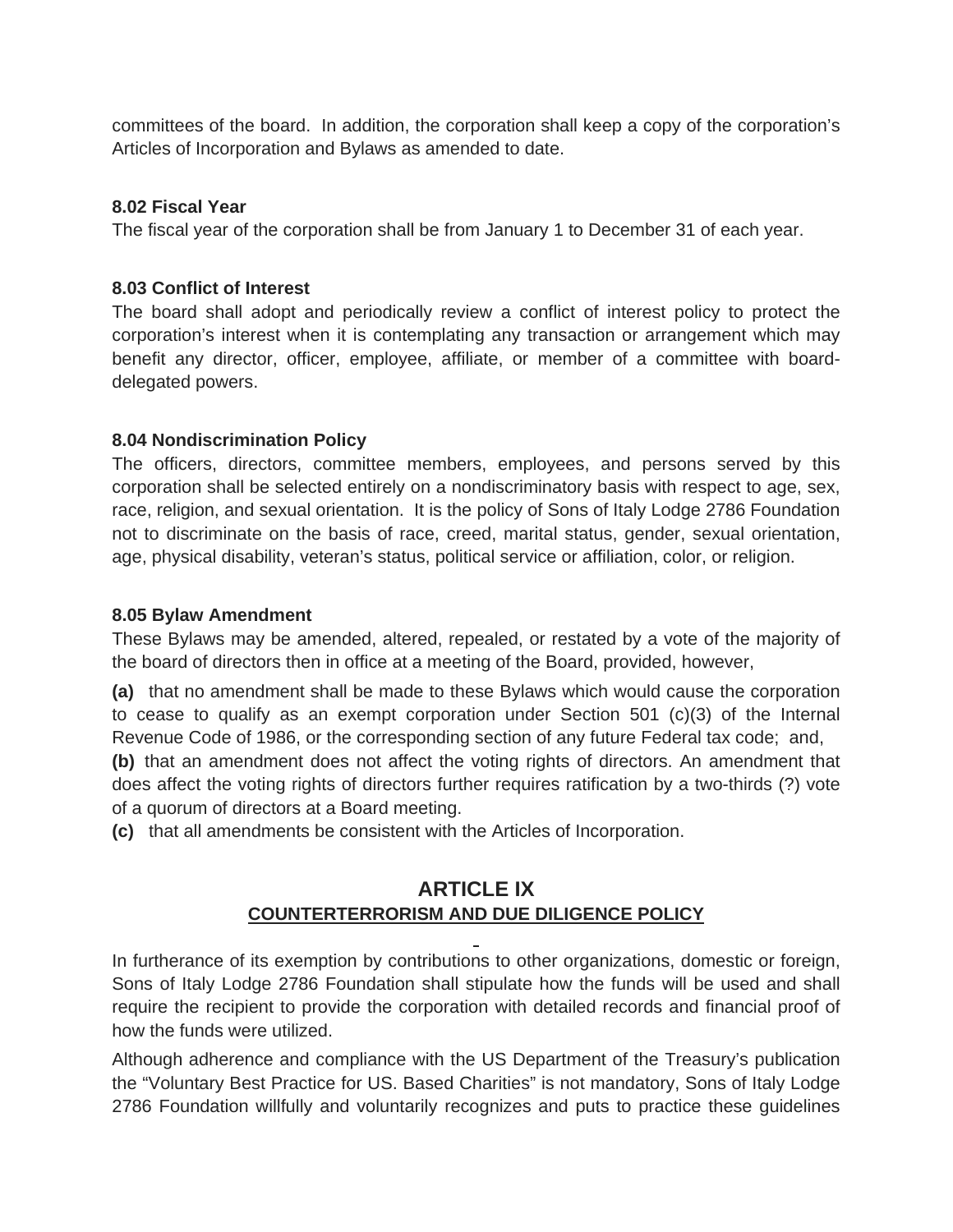committees of the board. In addition, the corporation shall keep a copy of the corporation's Articles of Incorporation and Bylaws as amended to date.

**8.02 Fiscal Year**

The fiscal year of the corporation shall be from January 1 to December 31 of each year.

**8.03 Conflict of Interest**

The board shall adopt and periodically review a conflict of interest policy to protect the corporation's interest when it is contemplating any transaction or arrangement which may benefit any director, officer, employee, affiliate, or member of a committee with board-delegated powers.

**8.04 Nondiscrimination Policy**

The officers, directors, committee members, employees, and persons served by this corporation shall be selected entirely on a nondiscriminatory basis with respect to age, sex, race, religion, and sexual orientation. It is the policy of Sons of Italy Lodge 2786 Foundation not to discriminate on the basis of race, creed, marital status, gender, sexual orientation, age, physical disability, veteran's status, political service or affiliation, color, or religion.

**8.05 Bylaw Amendment**

These Bylaws may be amended, altered, repealed, or restated by a vote of the majority of the board of directors then in office at a meeting of the Board, provided, however,

**(a)** that no amendment shall be made to these Bylaws which would cause the corporation to cease to qualify as an exempt corporation under Section 501 (c)(3) of the Internal Revenue Code of 1986, or the corresponding section of any future Federal tax code; and,

**(b)** that an amendment does not affect the voting rights of directors. An amendment that does affect the voting rights of directors further requires ratification by a two-thirds (?) vote of a quorum of directors at a Board meeting.

**(c)** that all amendments be consistent with the Articles of Incorporation.

## ARTICLE IX
### COUNTERTERRORISM AND DUE DILIGENCE POLICY

In furtherance of its exemption by contributions to other organizations, domestic or foreign, Sons of Italy Lodge 2786 Foundation shall stipulate how the funds will be used and shall require the recipient to provide the corporation with detailed records and financial proof of how the funds were utilized.

Although adherence and compliance with the US Department of the Treasury's publication the "Voluntary Best Practice for US. Based Charities" is not mandatory, Sons of Italy Lodge 2786 Foundation willfully and voluntarily recognizes and puts to practice these guidelines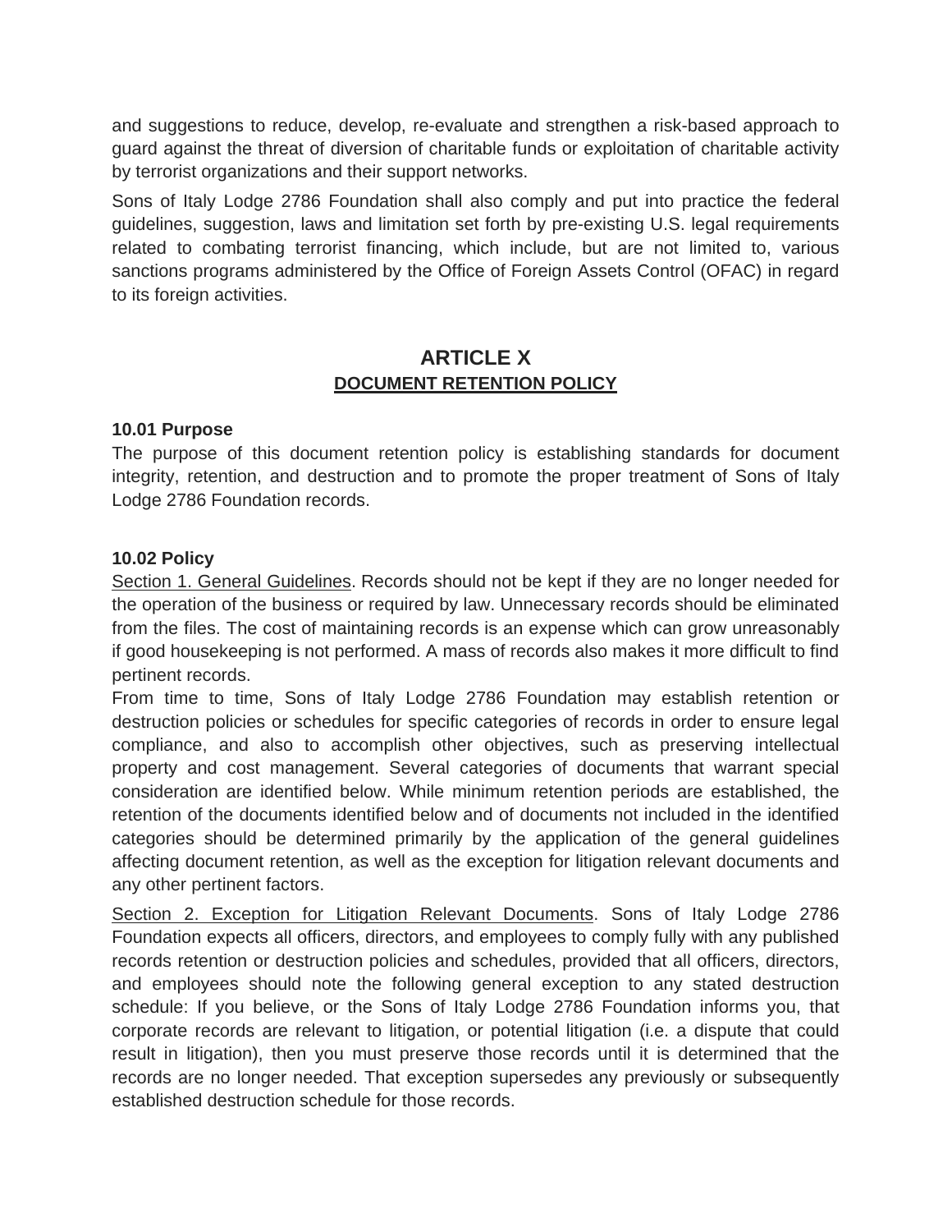and suggestions to reduce, develop, re-evaluate and strengthen a risk-based approach to guard against the threat of diversion of charitable funds or exploitation of charitable activity by terrorist organizations and their support networks.

Sons of Italy Lodge 2786 Foundation shall also comply and put into practice the federal guidelines, suggestion, laws and limitation set forth by pre-existing U.S. legal requirements related to combating terrorist financing, which include, but are not limited to, various sanctions programs administered by the Office of Foreign Assets Control (OFAC) in regard to its foreign activities.

## ARTICLE X
### DOCUMENT RETENTION POLICY

**10.01 Purpose**

The purpose of this document retention policy is establishing standards for document integrity, retention, and destruction and to promote the proper treatment of Sons of Italy Lodge 2786 Foundation records.

**10.02 Policy**

Section 1. General Guidelines. Records should not be kept if they are no longer needed for the operation of the business or required by law. Unnecessary records should be eliminated from the files. The cost of maintaining records is an expense which can grow unreasonably if good housekeeping is not performed. A mass of records also makes it more difficult to find pertinent records.

From time to time, Sons of Italy Lodge 2786 Foundation may establish retention or destruction policies or schedules for specific categories of records in order to ensure legal compliance, and also to accomplish other objectives, such as preserving intellectual property and cost management. Several categories of documents that warrant special consideration are identified below. While minimum retention periods are established, the retention of the documents identified below and of documents not included in the identified categories should be determined primarily by the application of the general guidelines affecting document retention, as well as the exception for litigation relevant documents and any other pertinent factors.

Section 2. Exception for Litigation Relevant Documents. Sons of Italy Lodge 2786 Foundation expects all officers, directors, and employees to comply fully with any published records retention or destruction policies and schedules, provided that all officers, directors, and employees should note the following general exception to any stated destruction schedule: If you believe, or the Sons of Italy Lodge 2786 Foundation informs you, that corporate records are relevant to litigation, or potential litigation (i.e. a dispute that could result in litigation), then you must preserve those records until it is determined that the records are no longer needed. That exception supersedes any previously or subsequently established destruction schedule for those records.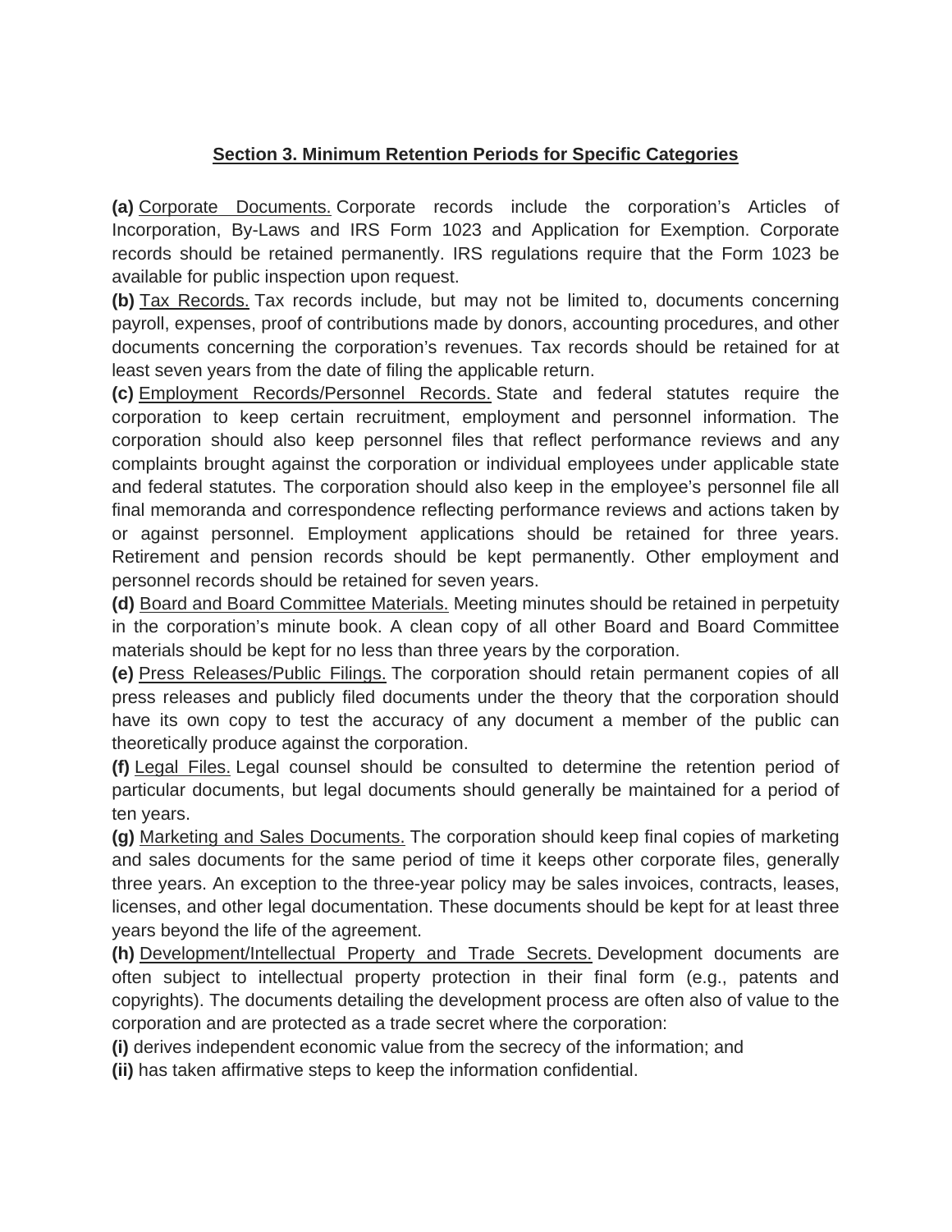## Section 3. Minimum Retention Periods for Specific Categories

**(a)** Corporate Documents. Corporate records include the corporation's Articles of Incorporation, By-Laws and IRS Form 1023 and Application for Exemption. Corporate records should be retained permanently. IRS regulations require that the Form 1023 be available for public inspection upon request.

**(b)** Tax Records. Tax records include, but may not be limited to, documents concerning payroll, expenses, proof of contributions made by donors, accounting procedures, and other documents concerning the corporation's revenues. Tax records should be retained for at least seven years from the date of filing the applicable return.

**(c)** Employment Records/Personnel Records. State and federal statutes require the corporation to keep certain recruitment, employment and personnel information. The corporation should also keep personnel files that reflect performance reviews and any complaints brought against the corporation or individual employees under applicable state and federal statutes. The corporation should also keep in the employee's personnel file all final memoranda and correspondence reflecting performance reviews and actions taken by or against personnel. Employment applications should be retained for three years. Retirement and pension records should be kept permanently. Other employment and personnel records should be retained for seven years.

**(d)** Board and Board Committee Materials. Meeting minutes should be retained in perpetuity in the corporation's minute book. A clean copy of all other Board and Board Committee materials should be kept for no less than three years by the corporation.

**(e)** Press Releases/Public Filings. The corporation should retain permanent copies of all press releases and publicly filed documents under the theory that the corporation should have its own copy to test the accuracy of any document a member of the public can theoretically produce against the corporation.

**(f)** Legal Files. Legal counsel should be consulted to determine the retention period of particular documents, but legal documents should generally be maintained for a period of ten years.

**(g)** Marketing and Sales Documents. The corporation should keep final copies of marketing and sales documents for the same period of time it keeps other corporate files, generally three years. An exception to the three-year policy may be sales invoices, contracts, leases, licenses, and other legal documentation. These documents should be kept for at least three years beyond the life of the agreement.

**(h)** Development/Intellectual Property and Trade Secrets. Development documents are often subject to intellectual property protection in their final form (e.g., patents and copyrights). The documents detailing the development process are often also of value to the corporation and are protected as a trade secret where the corporation:

**(i)** derives independent economic value from the secrecy of the information; and

**(ii)** has taken affirmative steps to keep the information confidential.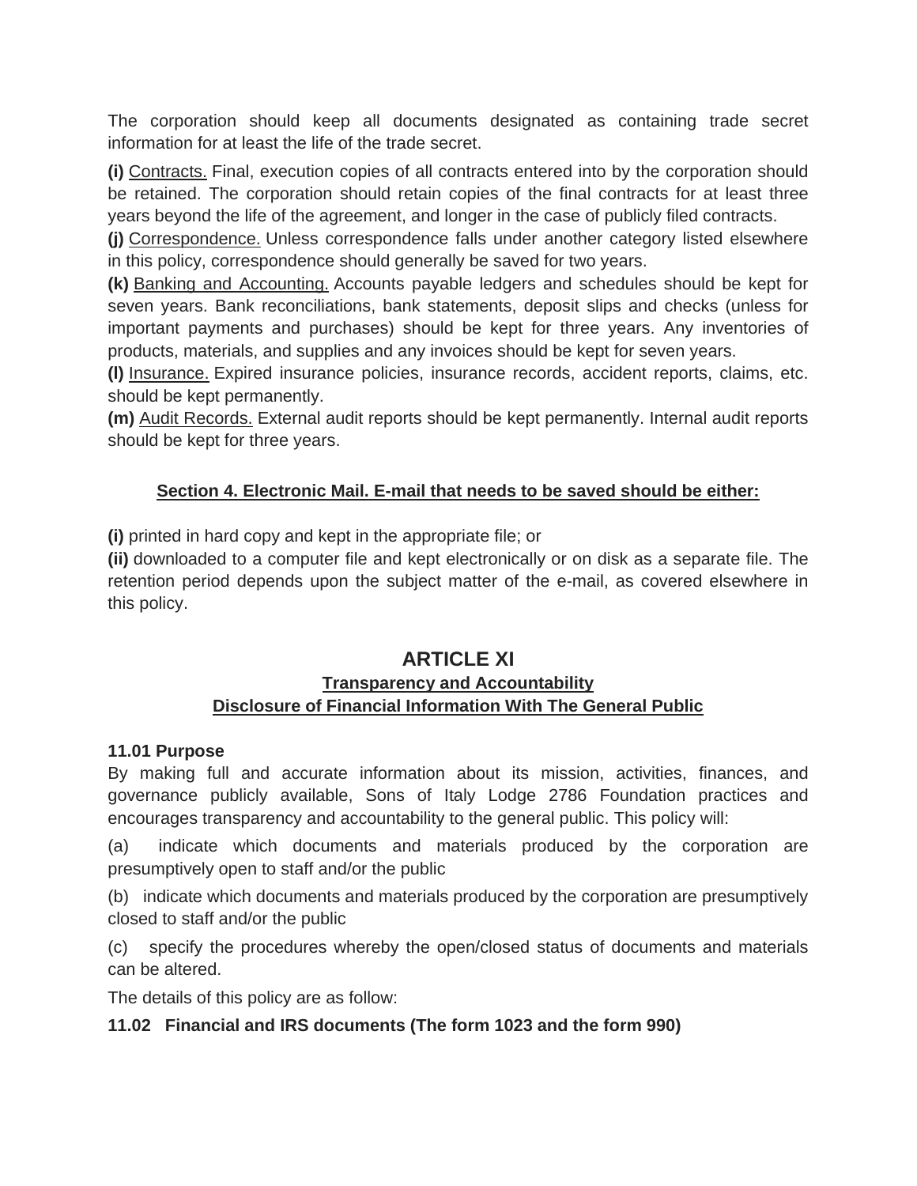The corporation should keep all documents designated as containing trade secret information for at least the life of the trade secret.

**(i)** Contracts. Final, execution copies of all contracts entered into by the corporation should be retained. The corporation should retain copies of the final contracts for at least three years beyond the life of the agreement, and longer in the case of publicly filed contracts.

**(j)** Correspondence. Unless correspondence falls under another category listed elsewhere in this policy, correspondence should generally be saved for two years.

**(k)** Banking and Accounting. Accounts payable ledgers and schedules should be kept for seven years. Bank reconciliations, bank statements, deposit slips and checks (unless for important payments and purchases) should be kept for three years. Any inventories of products, materials, and supplies and any invoices should be kept for seven years.

**(l)** Insurance. Expired insurance policies, insurance records, accident reports, claims, etc. should be kept permanently.

**(m)** Audit Records. External audit reports should be kept permanently. Internal audit reports should be kept for three years.

**Section 4. Electronic Mail. E-mail that needs to be saved should be either:**

**(i)** printed in hard copy and kept in the appropriate file; or

**(ii)** downloaded to a computer file and kept electronically or on disk as a separate file. The retention period depends upon the subject matter of the e-mail, as covered elsewhere in this policy.

## ARTICLE XI

### Transparency and Accountability
### Disclosure of Financial Information With The General Public

**11.01 Purpose**

By making full and accurate information about its mission, activities, finances, and governance publicly available, Sons of Italy Lodge 2786 Foundation practices and encourages transparency and accountability to the general public. This policy will:

(a) indicate which documents and materials produced by the corporation are presumptively open to staff and/or the public

(b) indicate which documents and materials produced by the corporation are presumptively closed to staff and/or the public

(c) specify the procedures whereby the open/closed status of documents and materials can be altered.

The details of this policy are as follow:

**11.02 Financial and IRS documents (The form 1023 and the form 990)**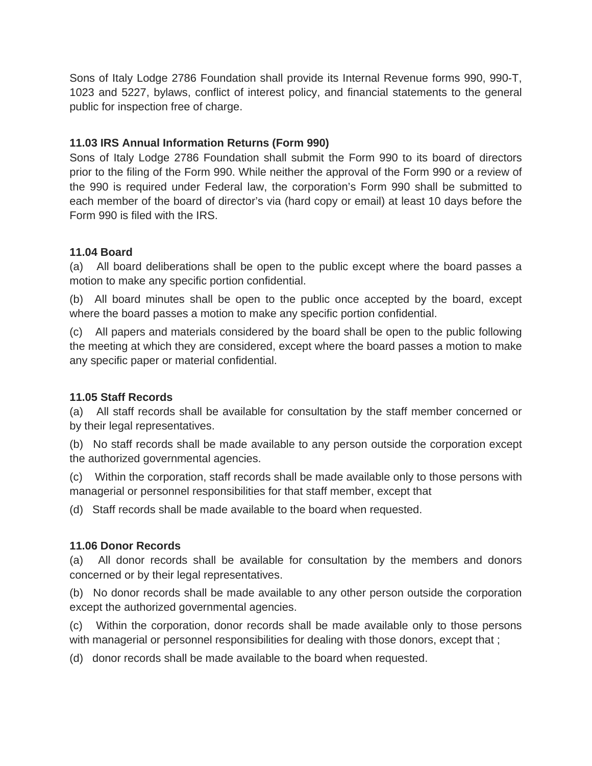Sons of Italy Lodge 2786 Foundation shall provide its Internal Revenue forms 990, 990-T, 1023 and 5227, bylaws, conflict of interest policy, and financial statements to the general public for inspection free of charge.

**11.03 IRS Annual Information Returns (Form 990)**

Sons of Italy Lodge 2786 Foundation shall submit the Form 990 to its board of directors prior to the filing of the Form 990. While neither the approval of the Form 990 or a review of the 990 is required under Federal law, the corporation's Form 990 shall be submitted to each member of the board of director's via (hard copy or email) at least 10 days before the Form 990 is filed with the IRS.

**11.04 Board**

(a) All board deliberations shall be open to the public except where the board passes a motion to make any specific portion confidential.

(b) All board minutes shall be open to the public once accepted by the board, except where the board passes a motion to make any specific portion confidential.

(c) All papers and materials considered by the board shall be open to the public following the meeting at which they are considered, except where the board passes a motion to make any specific paper or material confidential.

**11.05 Staff Records**

(a) All staff records shall be available for consultation by the staff member concerned or by their legal representatives.

(b) No staff records shall be made available to any person outside the corporation except the authorized governmental agencies.

(c) Within the corporation, staff records shall be made available only to those persons with managerial or personnel responsibilities for that staff member, except that

(d) Staff records shall be made available to the board when requested.

**11.06 Donor Records**

(a) All donor records shall be available for consultation by the members and donors concerned or by their legal representatives.

(b) No donor records shall be made available to any other person outside the corporation except the authorized governmental agencies.

(c) Within the corporation, donor records shall be made available only to those persons with managerial or personnel responsibilities for dealing with those donors, except that ;

(d) donor records shall be made available to the board when requested.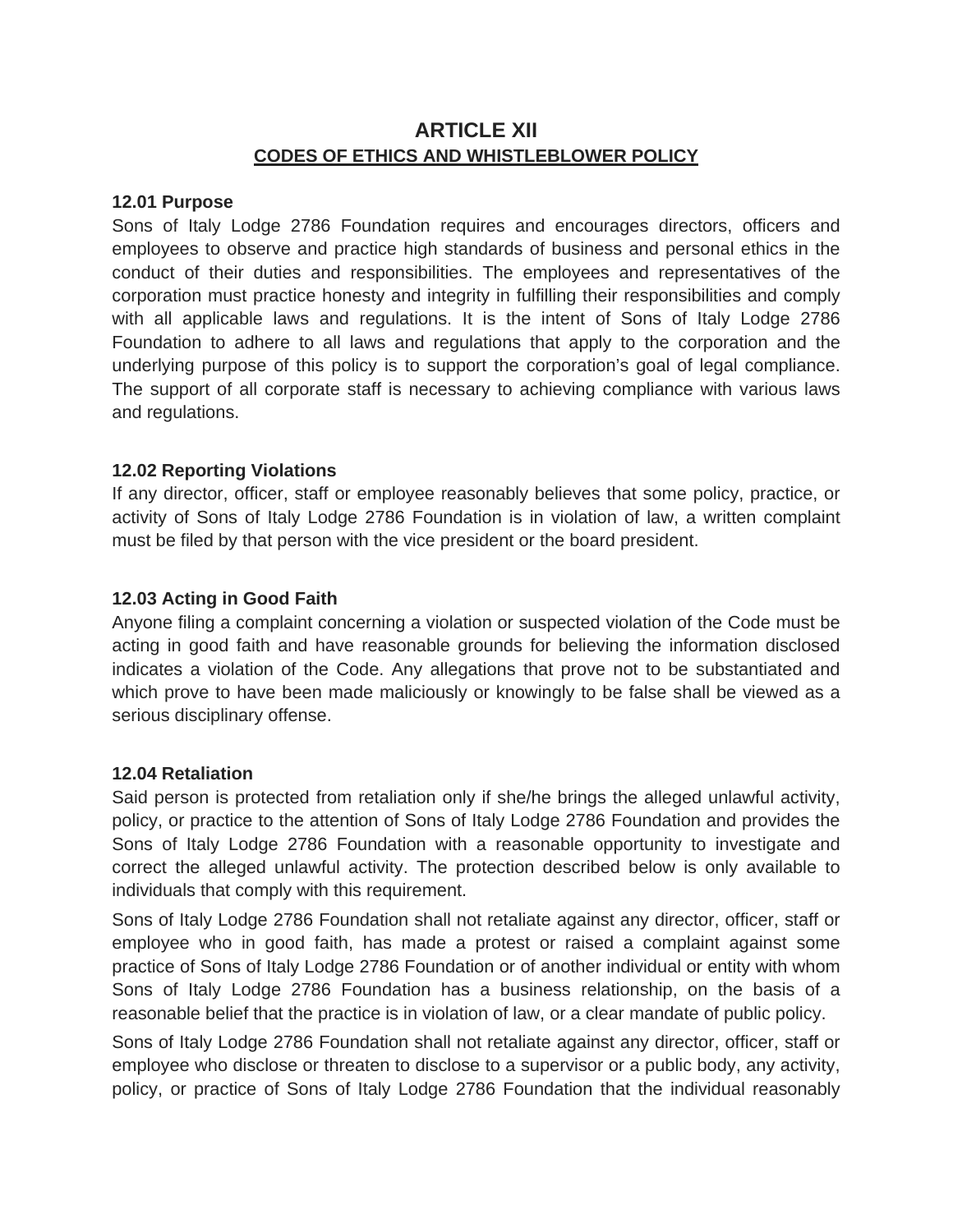# ARTICLE XII

## CODES OF ETHICS AND WHISTLEBLOWER POLICY

**12.01 Purpose**

Sons of Italy Lodge 2786 Foundation requires and encourages directors, officers and employees to observe and practice high standards of business and personal ethics in the conduct of their duties and responsibilities. The employees and representatives of the corporation must practice honesty and integrity in fulfilling their responsibilities and comply with all applicable laws and regulations. It is the intent of Sons of Italy Lodge 2786 Foundation to adhere to all laws and regulations that apply to the corporation and the underlying purpose of this policy is to support the corporation's goal of legal compliance. The support of all corporate staff is necessary to achieving compliance with various laws and regulations.

**12.02 Reporting Violations**

If any director, officer, staff or employee reasonably believes that some policy, practice, or activity of Sons of Italy Lodge 2786 Foundation is in violation of law, a written complaint must be filed by that person with the vice president or the board president.

**12.03 Acting in Good Faith**

Anyone filing a complaint concerning a violation or suspected violation of the Code must be acting in good faith and have reasonable grounds for believing the information disclosed indicates a violation of the Code. Any allegations that prove not to be substantiated and which prove to have been made maliciously or knowingly to be false shall be viewed as a serious disciplinary offense.

**12.04 Retaliation**

Said person is protected from retaliation only if she/he brings the alleged unlawful activity, policy, or practice to the attention of Sons of Italy Lodge 2786 Foundation and provides the Sons of Italy Lodge 2786 Foundation with a reasonable opportunity to investigate and correct the alleged unlawful activity. The protection described below is only available to individuals that comply with this requirement.

Sons of Italy Lodge 2786 Foundation shall not retaliate against any director, officer, staff or employee who in good faith, has made a protest or raised a complaint against some practice of Sons of Italy Lodge 2786 Foundation or of another individual or entity with whom Sons of Italy Lodge 2786 Foundation has a business relationship, on the basis of a reasonable belief that the practice is in violation of law, or a clear mandate of public policy.

Sons of Italy Lodge 2786 Foundation shall not retaliate against any director, officer, staff or employee who disclose or threaten to disclose to a supervisor or a public body, any activity, policy, or practice of Sons of Italy Lodge 2786 Foundation that the individual reasonably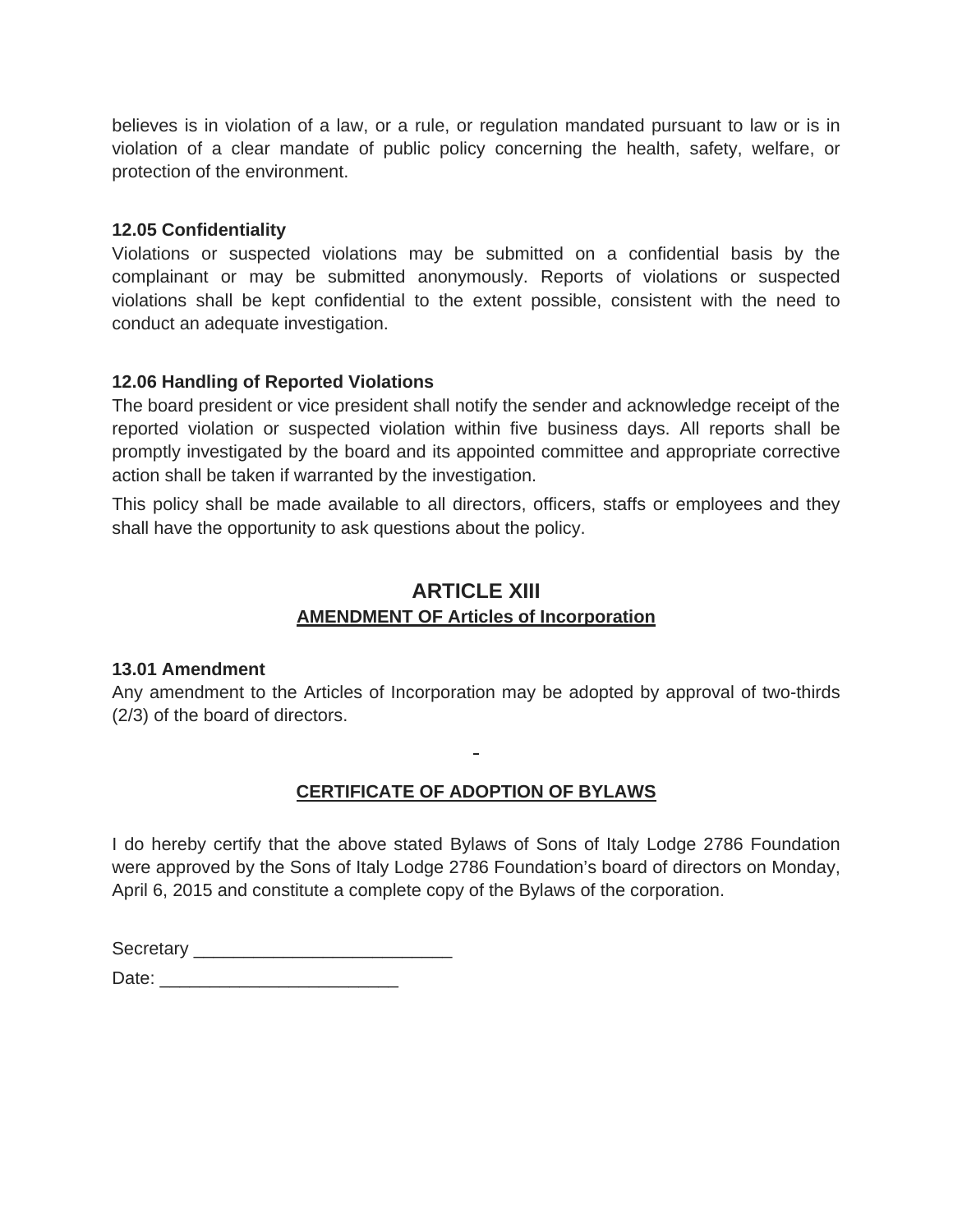believes is in violation of a law, or a rule, or regulation mandated pursuant to law or is in violation of a clear mandate of public policy concerning the health, safety, welfare, or protection of the environment.

**12.05 Confidentiality**

Violations or suspected violations may be submitted on a confidential basis by the complainant or may be submitted anonymously. Reports of violations or suspected violations shall be kept confidential to the extent possible, consistent with the need to conduct an adequate investigation.

**12.06 Handling of Reported Violations**

The board president or vice president shall notify the sender and acknowledge receipt of the reported violation or suspected violation within five business days. All reports shall be promptly investigated by the board and its appointed committee and appropriate corrective action shall be taken if warranted by the investigation.

This policy shall be made available to all directors, officers, staffs or employees and they shall have the opportunity to ask questions about the policy.

## ARTICLE XIII

### AMENDMENT OF Articles of Incorporation

**13.01 Amendment**

Any amendment to the Articles of Incorporation may be adopted by approval of two-thirds (2/3) of the board of directors.

### CERTIFICATE OF ADOPTION OF BYLAWS

I do hereby certify that the above stated Bylaws of Sons of Italy Lodge 2786 Foundation were approved by the Sons of Italy Lodge 2786 Foundation's board of directors on Monday, April 6, 2015 and constitute a complete copy of the Bylaws of the corporation.

Secretary __________________________

Date: ________________________